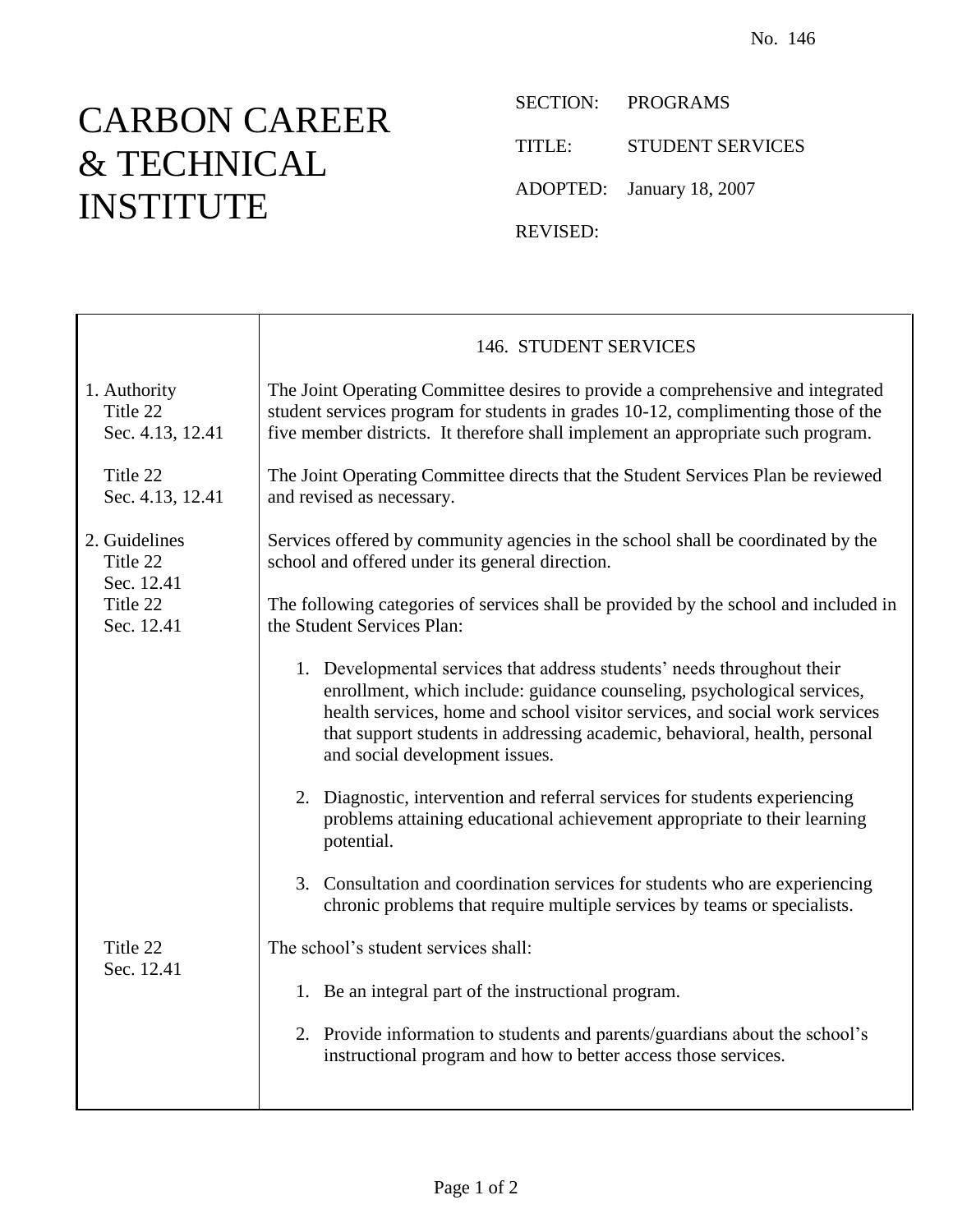No. 146

# CARBON CAREER & TECHNICAL INSTITUTE

SECTION: PROGRAMS

TITLE: STUDENT SERVICES

ADOPTED: January 18, 2007

REVISED:

## 146. STUDENT SERVICES

**1. Authority**
Title 22
Sec. 4.13, 12.41

The Joint Operating Committee desires to provide a comprehensive and integrated student services program for students in grades 10-12, complimenting those of the five member districts. It therefore shall implement an appropriate such program.

Title 22
Sec. 4.13, 12.41

The Joint Operating Committee directs that the Student Services Plan be reviewed and revised as necessary.

**2. Guidelines**
Title 22
Sec. 12.41

Services offered by community agencies in the school shall be coordinated by the school and offered under its general direction.

Title 22
Sec. 12.41

The following categories of services shall be provided by the school and included in the Student Services Plan:

1. Developmental services that address students' needs throughout their enrollment, which include: guidance counseling, psychological services, health services, home and school visitor services, and social work services that support students in addressing academic, behavioral, health, personal and social development issues.

2. Diagnostic, intervention and referral services for students experiencing problems attaining educational achievement appropriate to their learning potential.

3. Consultation and coordination services for students who are experiencing chronic problems that require multiple services by teams or specialists.

Title 22
Sec. 12.41

The school's student services shall:

1. Be an integral part of the instructional program.

2. Provide information to students and parents/guardians about the school's instructional program and how to better access those services.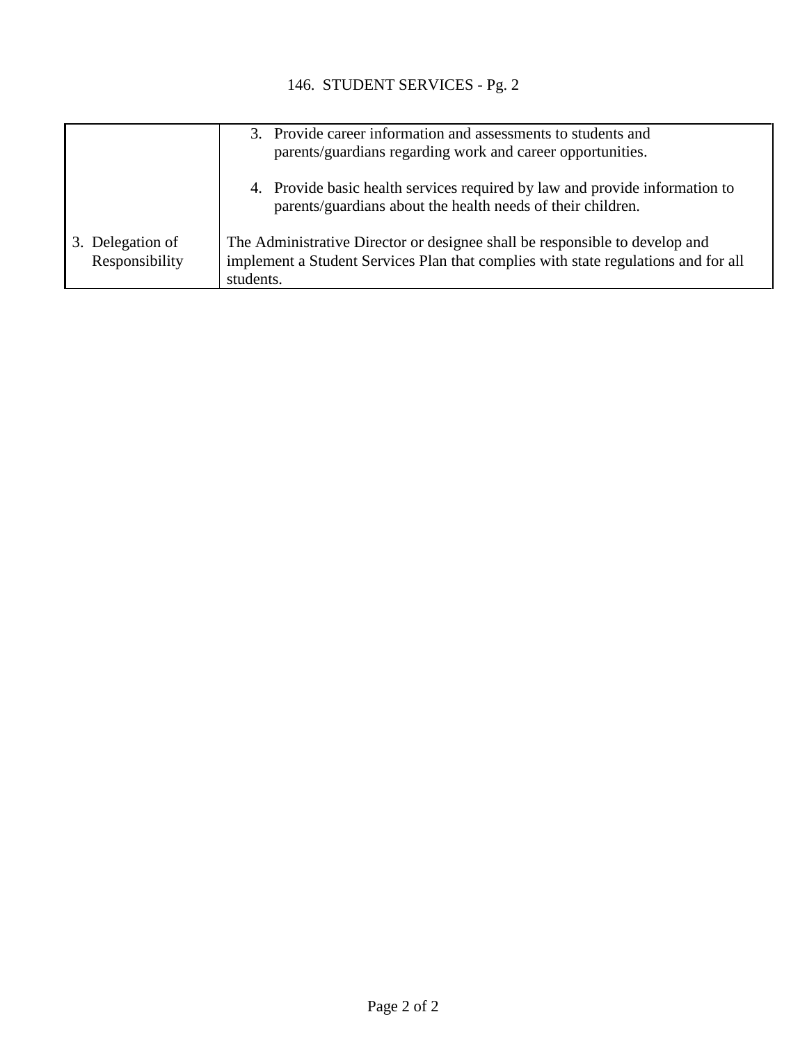# 146. STUDENT SERVICES - Pg. 2

| | |
|---|---|
| | 3. Provide career information and assessments to students and parents/guardians regarding work and career opportunities.<br><br>4. Provide basic health services required by law and provide information to parents/guardians about the health needs of their children. |
| 3. Delegation of Responsibility | The Administrative Director or designee shall be responsible to develop and implement a Student Services Plan that complies with state regulations and for all students. |